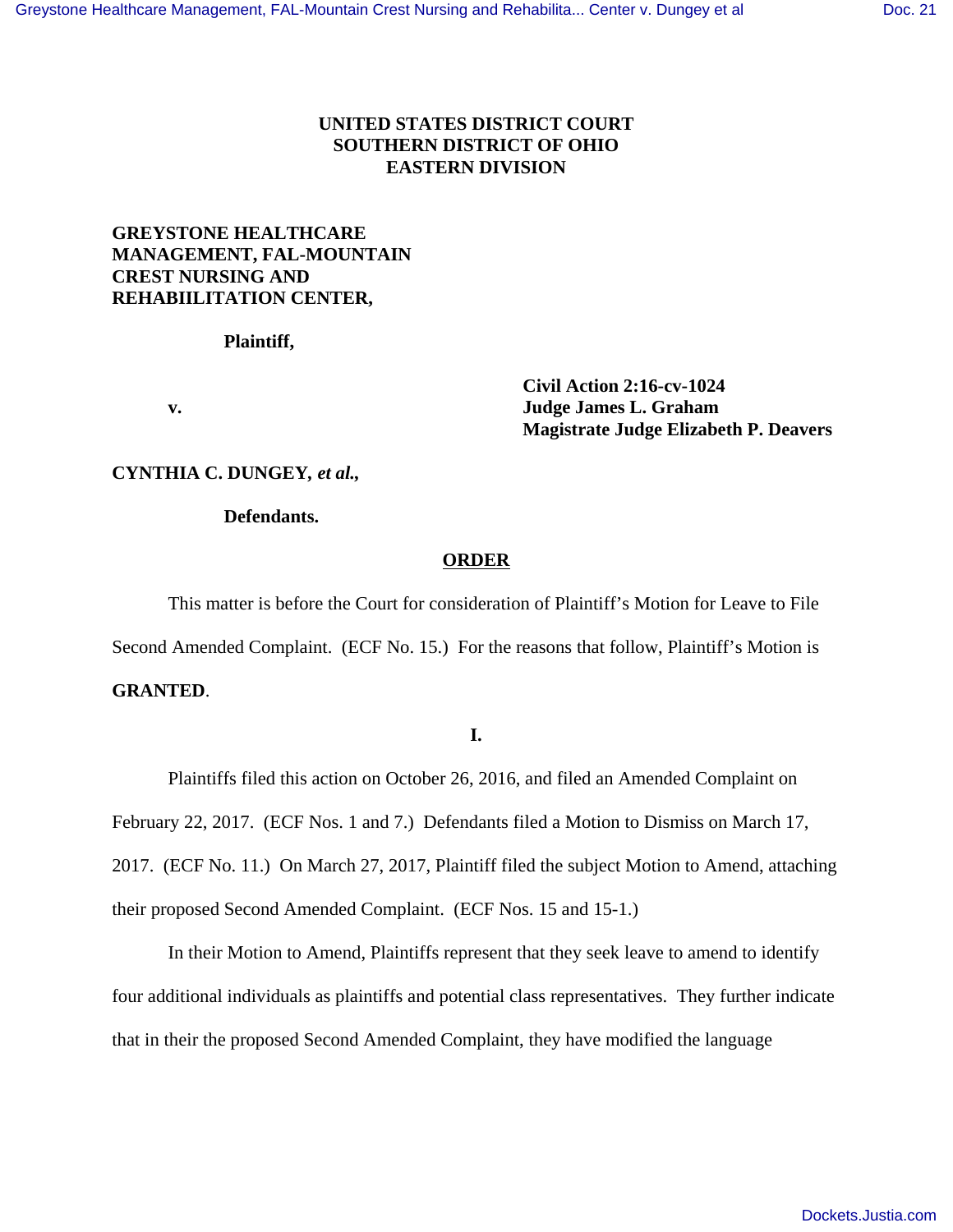**UNITED STATES DISTRICT COURT**
**SOUTHERN DISTRICT OF OHIO**
**EASTERN DIVISION**

**GREYSTONE HEALTHCARE MANAGEMENT, FAL-MOUNTAIN CREST NURSING AND REHABIILITATION CENTER,**

**Plaintiff,**

**v.**

**Civil Action 2:16-cv-1024**
**Judge James L. Graham**
**Magistrate Judge Elizabeth P. Deavers**

**CYNTHIA C. DUNGEY, *et al.*,**

**Defendants.**

## ORDER

This matter is before the Court for consideration of Plaintiff's Motion for Leave to File Second Amended Complaint. (ECF No. 15.) For the reasons that follow, Plaintiff's Motion is **GRANTED**.

### I.

Plaintiffs filed this action on October 26, 2016, and filed an Amended Complaint on February 22, 2017. (ECF Nos. 1 and 7.) Defendants filed a Motion to Dismiss on March 17, 2017. (ECF No. 11.) On March 27, 2017, Plaintiff filed the subject Motion to Amend, attaching their proposed Second Amended Complaint. (ECF Nos. 15 and 15-1.)

In their Motion to Amend, Plaintiffs represent that they seek leave to amend to identify four additional individuals as plaintiffs and potential class representatives. They further indicate that in their the proposed Second Amended Complaint, they have modified the language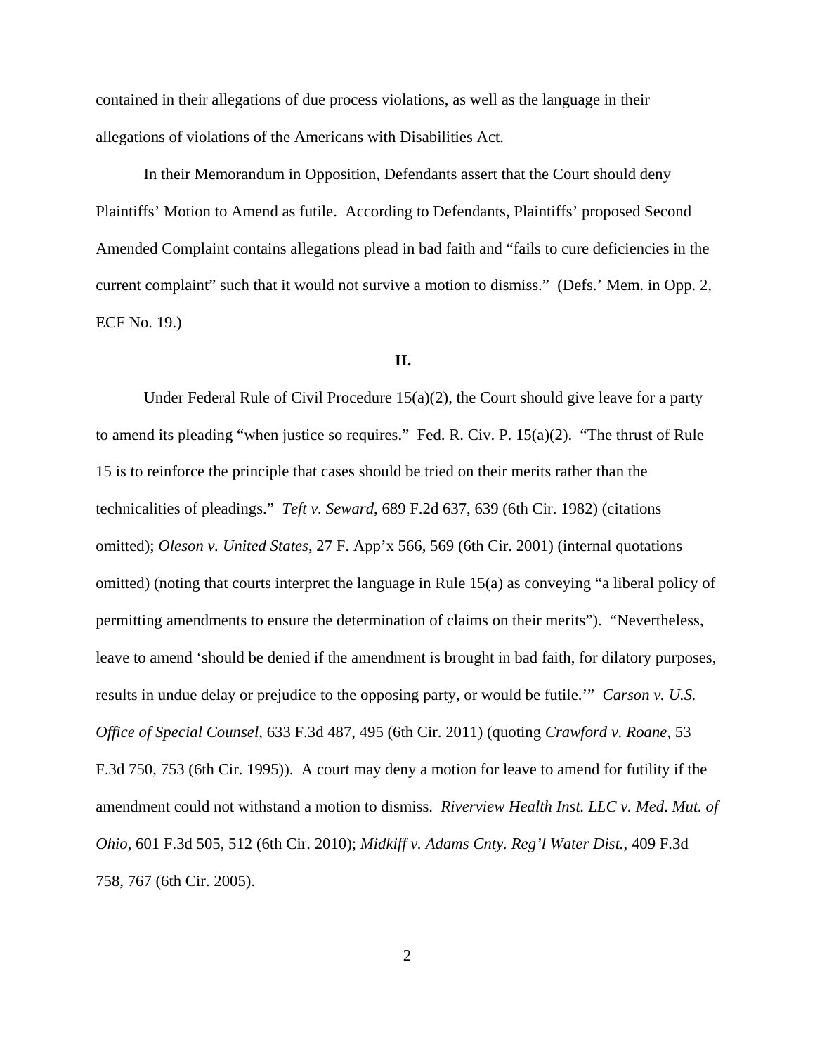contained in their allegations of due process violations, as well as the language in their allegations of violations of the Americans with Disabilities Act.

In their Memorandum in Opposition, Defendants assert that the Court should deny Plaintiffs' Motion to Amend as futile. According to Defendants, Plaintiffs' proposed Second Amended Complaint contains allegations plead in bad faith and "fails to cure deficiencies in the current complaint" such that it would not survive a motion to dismiss." (Defs.' Mem. in Opp. 2, ECF No. 19.)

## II.

Under Federal Rule of Civil Procedure 15(a)(2), the Court should give leave for a party to amend its pleading "when justice so requires." Fed. R. Civ. P. 15(a)(2). "The thrust of Rule 15 is to reinforce the principle that cases should be tried on their merits rather than the technicalities of pleadings." *Teft v. Seward*, 689 F.2d 637, 639 (6th Cir. 1982) (citations omitted); *Oleson v. United States*, 27 F. App'x 566, 569 (6th Cir. 2001) (internal quotations omitted) (noting that courts interpret the language in Rule 15(a) as conveying "a liberal policy of permitting amendments to ensure the determination of claims on their merits"). "Nevertheless, leave to amend 'should be denied if the amendment is brought in bad faith, for dilatory purposes, results in undue delay or prejudice to the opposing party, or would be futile.'" *Carson v. U.S. Office of Special Counsel*, 633 F.3d 487, 495 (6th Cir. 2011) (quoting *Crawford v. Roane*, 53 F.3d 750, 753 (6th Cir. 1995)). A court may deny a motion for leave to amend for futility if the amendment could not withstand a motion to dismiss. *Riverview Health Inst. LLC v. Med. Mut. of Ohio*, 601 F.3d 505, 512 (6th Cir. 2010); *Midkiff v. Adams Cnty. Reg'l Water Dist.*, 409 F.3d 758, 767 (6th Cir. 2005).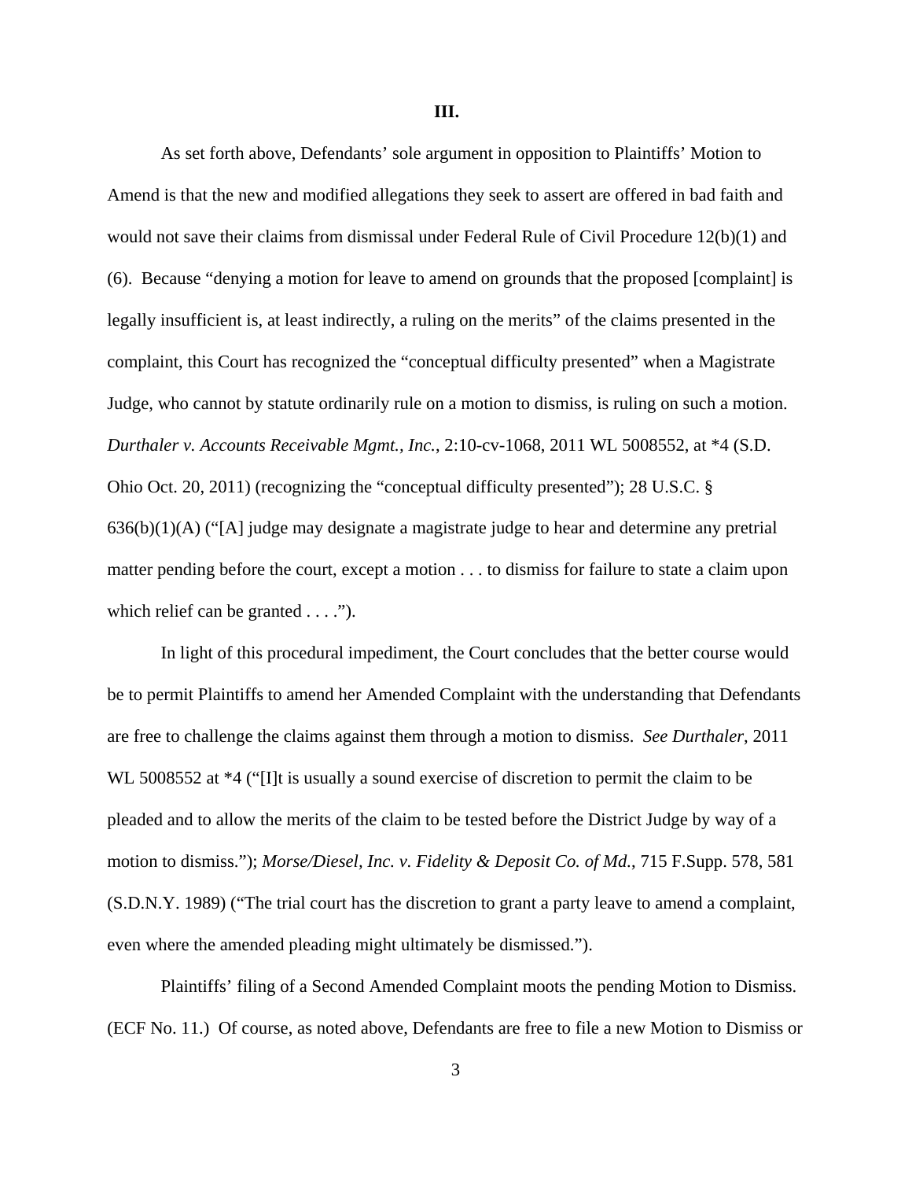**III.**

As set forth above, Defendants' sole argument in opposition to Plaintiffs' Motion to Amend is that the new and modified allegations they seek to assert are offered in bad faith and would not save their claims from dismissal under Federal Rule of Civil Procedure 12(b)(1) and (6). Because "denying a motion for leave to amend on grounds that the proposed [complaint] is legally insufficient is, at least indirectly, a ruling on the merits" of the claims presented in the complaint, this Court has recognized the "conceptual difficulty presented" when a Magistrate Judge, who cannot by statute ordinarily rule on a motion to dismiss, is ruling on such a motion. *Durthaler v. Accounts Receivable Mgmt., Inc.*, 2:10-cv-1068, 2011 WL 5008552, at *4 (S.D. Ohio Oct. 20, 2011) (recognizing the "conceptual difficulty presented"); 28 U.S.C. § 636(b)(1)(A) ("[A] judge may designate a magistrate judge to hear and determine any pretrial matter pending before the court, except a motion . . . to dismiss for failure to state a claim upon which relief can be granted . . . .").

In light of this procedural impediment, the Court concludes that the better course would be to permit Plaintiffs to amend her Amended Complaint with the understanding that Defendants are free to challenge the claims against them through a motion to dismiss. *See Durthaler*, 2011 WL 5008552 at *4 ("[I]t is usually a sound exercise of discretion to permit the claim to be pleaded and to allow the merits of the claim to be tested before the District Judge by way of a motion to dismiss."); *Morse/Diesel, Inc. v. Fidelity & Deposit Co. of Md.*, 715 F.Supp. 578, 581 (S.D.N.Y. 1989) ("The trial court has the discretion to grant a party leave to amend a complaint, even where the amended pleading might ultimately be dismissed.").

Plaintiffs' filing of a Second Amended Complaint moots the pending Motion to Dismiss. (ECF No. 11.) Of course, as noted above, Defendants are free to file a new Motion to Dismiss or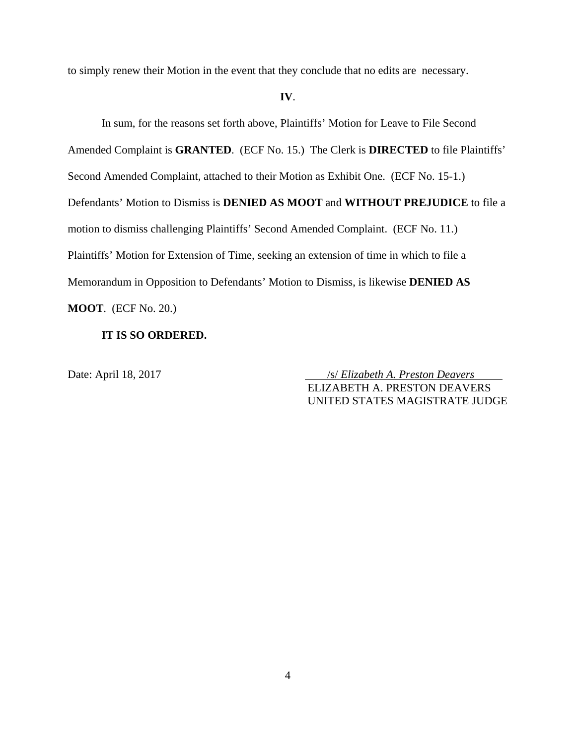to simply renew their Motion in the event that they conclude that no edits are necessary.

**IV**.

In sum, for the reasons set forth above, Plaintiffs' Motion for Leave to File Second Amended Complaint is **GRANTED**. (ECF No. 15.) The Clerk is **DIRECTED** to file Plaintiffs' Second Amended Complaint, attached to their Motion as Exhibit One. (ECF No. 15-1.) Defendants' Motion to Dismiss is **DENIED AS MOOT** and **WITHOUT PREJUDICE** to file a motion to dismiss challenging Plaintiffs' Second Amended Complaint. (ECF No. 11.) Plaintiffs' Motion for Extension of Time, seeking an extension of time in which to file a Memorandum in Opposition to Defendants' Motion to Dismiss, is likewise **DENIED AS MOOT**. (ECF No. 20.)

**IT IS SO ORDERED.**

Date: April 18, 2017

/s/ *Elizabeth A. Preston Deavers*
ELIZABETH A. PRESTON DEAVERS
UNITED STATES MAGISTRATE JUDGE